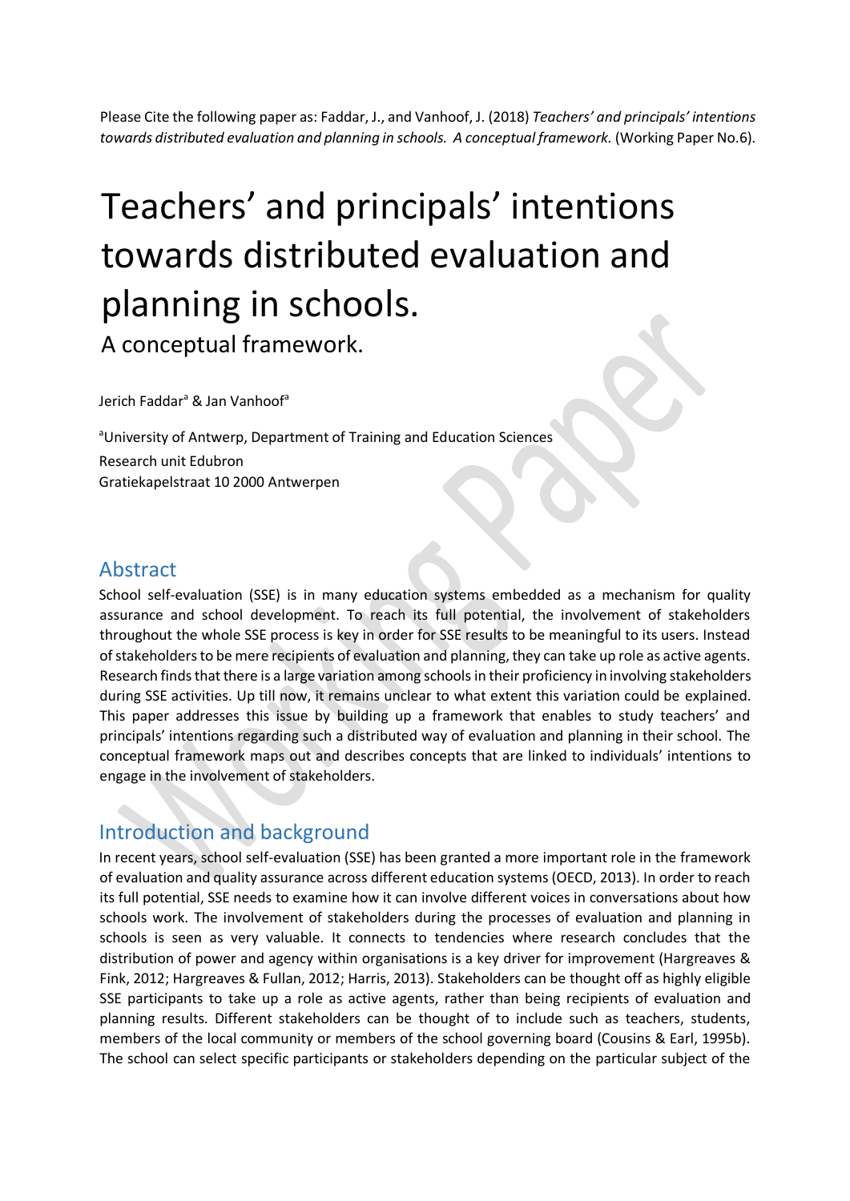Please Cite the following paper as: Faddar, J., and Vanhoof, J. (2018) *Teachers' and principals' intentions towards distributed evaluation and planning in schools. A conceptual framework.* (Working Paper No.6).

# Teachers' and principals' intentions towards distributed evaluation and planning in schools.

A conceptual framework.

Jerich Faddar[a] & Jan Vanhoof[a]

[a]University of Antwerp, Department of Training and Education Sciences
Research unit Edubron
Gratiekapelstraat 10 2000 Antwerpen

## Abstract

School self-evaluation (SSE) is in many education systems embedded as a mechanism for quality assurance and school development. To reach its full potential, the involvement of stakeholders throughout the whole SSE process is key in order for SSE results to be meaningful to its users. Instead of stakeholders to be mere recipients of evaluation and planning, they can take up role as active agents. Research finds that there is a large variation among schools in their proficiency in involving stakeholders during SSE activities. Up till now, it remains unclear to what extent this variation could be explained. This paper addresses this issue by building up a framework that enables to study teachers' and principals' intentions regarding such a distributed way of evaluation and planning in their school. The conceptual framework maps out and describes concepts that are linked to individuals' intentions to engage in the involvement of stakeholders.

## Introduction and background

In recent years, school self-evaluation (SSE) has been granted a more important role in the framework of evaluation and quality assurance across different education systems (OECD, 2013). In order to reach its full potential, SSE needs to examine how it can involve different voices in conversations about how schools work. The involvement of stakeholders during the processes of evaluation and planning in schools is seen as very valuable. It connects to tendencies where research concludes that the distribution of power and agency within organisations is a key driver for improvement (Hargreaves & Fink, 2012; Hargreaves & Fullan, 2012; Harris, 2013). Stakeholders can be thought off as highly eligible SSE participants to take up a role as active agents, rather than being recipients of evaluation and planning results. Different stakeholders can be thought of to include such as teachers, students, members of the local community or members of the school governing board (Cousins & Earl, 1995b). The school can select specific participants or stakeholders depending on the particular subject of the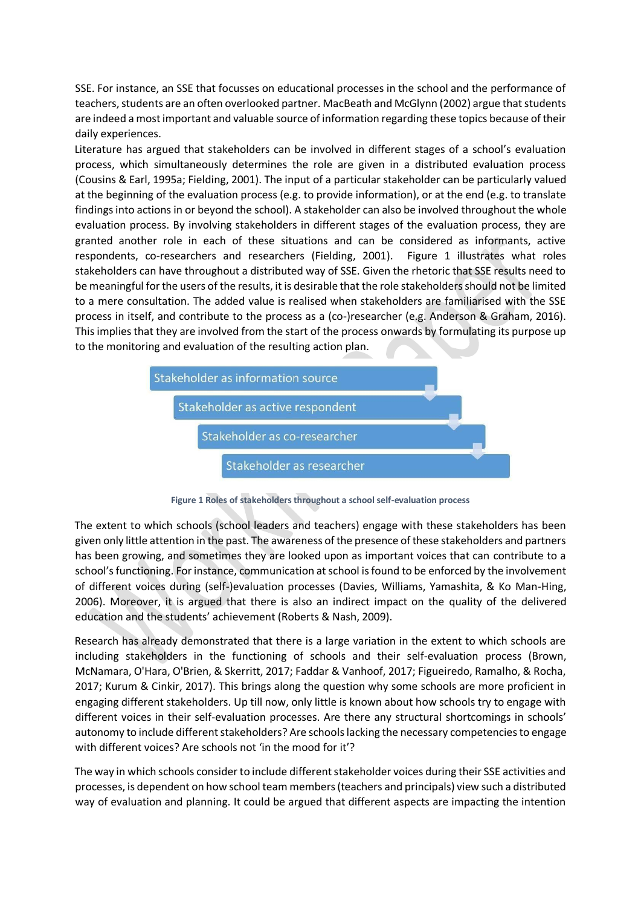SSE. For instance, an SSE that focusses on educational processes in the school and the performance of teachers, students are an often overlooked partner. MacBeath and McGlynn (2002) argue that students are indeed a most important and valuable source of information regarding these topics because of their daily experiences.

Literature has argued that stakeholders can be involved in different stages of a school's evaluation process, which simultaneously determines the role are given in a distributed evaluation process (Cousins & Earl, 1995a; Fielding, 2001). The input of a particular stakeholder can be particularly valued at the beginning of the evaluation process (e.g. to provide information), or at the end (e.g. to translate findings into actions in or beyond the school). A stakeholder can also be involved throughout the whole evaluation process. By involving stakeholders in different stages of the evaluation process, they are granted another role in each of these situations and can be considered as informants, active respondents, co-researchers and researchers (Fielding, 2001). Figure 1 illustrates what roles stakeholders can have throughout a distributed way of SSE. Given the rhetoric that SSE results need to be meaningful for the users of the results, it is desirable that the role stakeholders should not be limited to a mere consultation. The added value is realised when stakeholders are familiarised with the SSE process in itself, and contribute to the process as a (co-)researcher (e.g. Anderson & Graham, 2016). This implies that they are involved from the start of the process onwards by formulating its purpose up to the monitoring and evaluation of the resulting action plan.

Stakeholder as information source

Stakeholder as active respondent

Stakeholder as co-researcher

Stakeholder as researcher

**Figure 1 Roles of stakeholders throughout a school self-evaluation process**

The extent to which schools (school leaders and teachers) engage with these stakeholders has been given only little attention in the past. The awareness of the presence of these stakeholders and partners has been growing, and sometimes they are looked upon as important voices that can contribute to a school's functioning. For instance, communication at school is found to be enforced by the involvement of different voices during (self-)evaluation processes (Davies, Williams, Yamashita, & Ko Man-Hing, 2006). Moreover, it is argued that there is also an indirect impact on the quality of the delivered education and the students' achievement (Roberts & Nash, 2009).

Research has already demonstrated that there is a large variation in the extent to which schools are including stakeholders in the functioning of schools and their self-evaluation process (Brown, McNamara, O'Hara, O'Brien, & Skerritt, 2017; Faddar & Vanhoof, 2017; Figueiredo, Ramalho, & Rocha, 2017; Kurum & Cinkir, 2017). This brings along the question why some schools are more proficient in engaging different stakeholders. Up till now, only little is known about how schools try to engage with different voices in their self-evaluation processes. Are there any structural shortcomings in schools' autonomy to include different stakeholders? Are schools lacking the necessary competencies to engage with different voices? Are schools not 'in the mood for it'?

The way in which schools consider to include different stakeholder voices during their SSE activities and processes, is dependent on how school team members (teachers and principals) view such a distributed way of evaluation and planning. It could be argued that different aspects are impacting the intention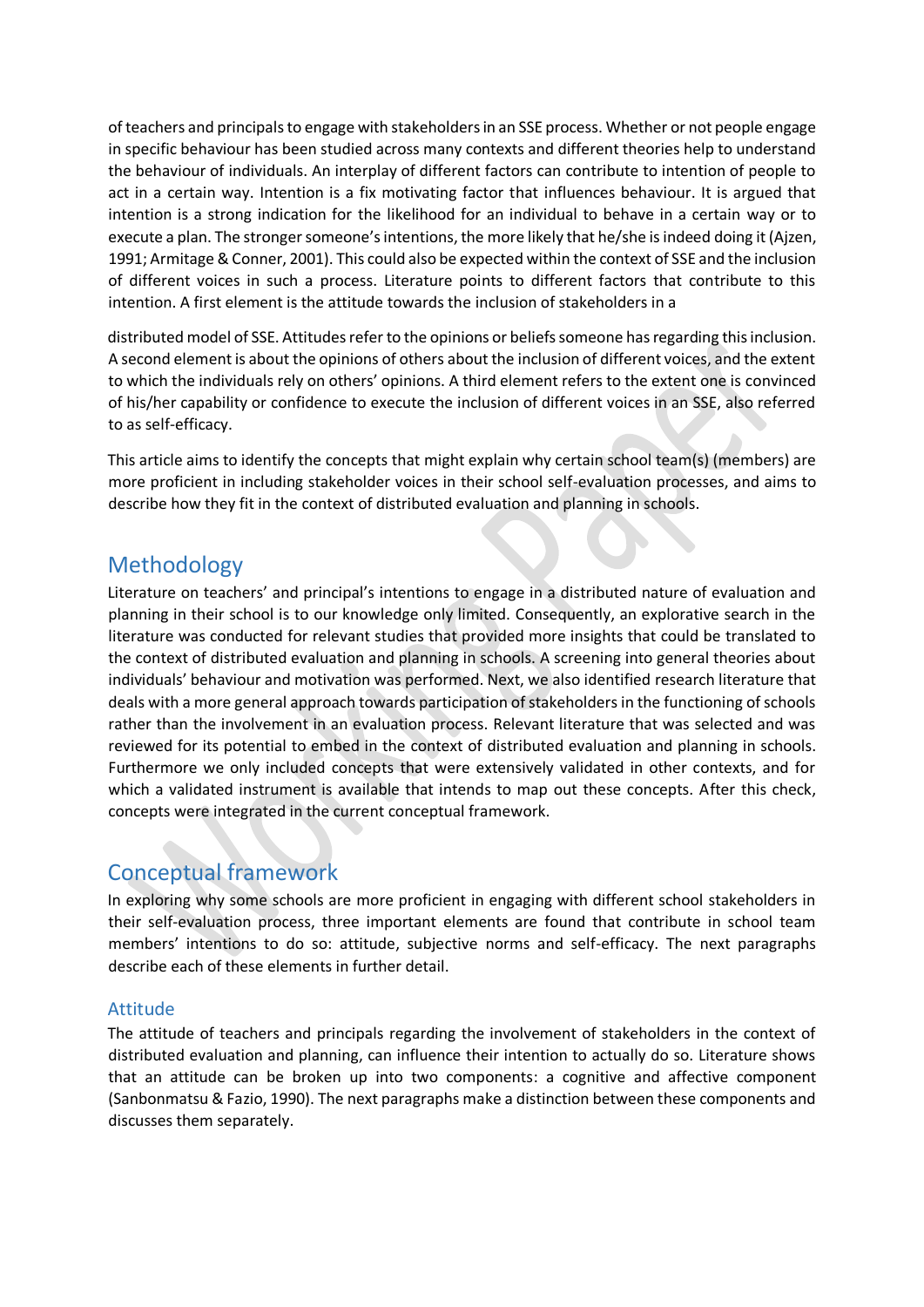of teachers and principals to engage with stakeholders in an SSE process. Whether or not people engage in specific behaviour has been studied across many contexts and different theories help to understand the behaviour of individuals. An interplay of different factors can contribute to intention of people to act in a certain way. Intention is a fix motivating factor that influences behaviour. It is argued that intention is a strong indication for the likelihood for an individual to behave in a certain way or to execute a plan. The stronger someone's intentions, the more likely that he/she is indeed doing it (Ajzen, 1991; Armitage & Conner, 2001). This could also be expected within the context of SSE and the inclusion of different voices in such a process. Literature points to different factors that contribute to this intention. A first element is the attitude towards the inclusion of stakeholders in a distributed model of SSE. Attitudes refer to the opinions or beliefs someone has regarding this inclusion. A second element is about the opinions of others about the inclusion of different voices, and the extent to which the individuals rely on others' opinions. A third element refers to the extent one is convinced of his/her capability or confidence to execute the inclusion of different voices in an SSE, also referred to as self-efficacy.

This article aims to identify the concepts that might explain why certain school team(s) (members) are more proficient in including stakeholder voices in their school self-evaluation processes, and aims to describe how they fit in the context of distributed evaluation and planning in schools.

## Methodology

Literature on teachers' and principal's intentions to engage in a distributed nature of evaluation and planning in their school is to our knowledge only limited. Consequently, an explorative search in the literature was conducted for relevant studies that provided more insights that could be translated to the context of distributed evaluation and planning in schools. A screening into general theories about individuals' behaviour and motivation was performed. Next, we also identified research literature that deals with a more general approach towards participation of stakeholders in the functioning of schools rather than the involvement in an evaluation process. Relevant literature that was selected and was reviewed for its potential to embed in the context of distributed evaluation and planning in schools. Furthermore we only included concepts that were extensively validated in other contexts, and for which a validated instrument is available that intends to map out these concepts. After this check, concepts were integrated in the current conceptual framework.

## Conceptual framework

In exploring why some schools are more proficient in engaging with different school stakeholders in their self-evaluation process, three important elements are found that contribute in school team members' intentions to do so: attitude, subjective norms and self-efficacy. The next paragraphs describe each of these elements in further detail.

### Attitude

The attitude of teachers and principals regarding the involvement of stakeholders in the context of distributed evaluation and planning, can influence their intention to actually do so. Literature shows that an attitude can be broken up into two components: a cognitive and affective component (Sanbonmatsu & Fazio, 1990). The next paragraphs make a distinction between these components and discusses them separately.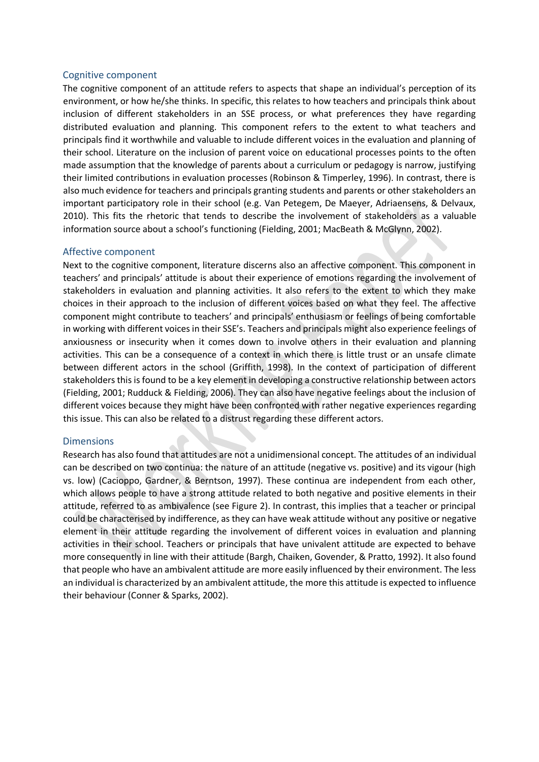### Cognitive component

The cognitive component of an attitude refers to aspects that shape an individual's perception of its environment, or how he/she thinks. In specific, this relates to how teachers and principals think about inclusion of different stakeholders in an SSE process, or what preferences they have regarding distributed evaluation and planning. This component refers to the extent to what teachers and principals find it worthwhile and valuable to include different voices in the evaluation and planning of their school. Literature on the inclusion of parent voice on educational processes points to the often made assumption that the knowledge of parents about a curriculum or pedagogy is narrow, justifying their limited contributions in evaluation processes (Robinson & Timperley, 1996). In contrast, there is also much evidence for teachers and principals granting students and parents or other stakeholders an important participatory role in their school (e.g. Van Petegem, De Maeyer, Adriaensens, & Delvaux, 2010). This fits the rhetoric that tends to describe the involvement of stakeholders as a valuable information source about a school's functioning (Fielding, 2001; MacBeath & McGlynn, 2002).

### Affective component

Next to the cognitive component, literature discerns also an affective component. This component in teachers' and principals' attitude is about their experience of emotions regarding the involvement of stakeholders in evaluation and planning activities. It also refers to the extent to which they make choices in their approach to the inclusion of different voices based on what they feel. The affective component might contribute to teachers' and principals' enthusiasm or feelings of being comfortable in working with different voices in their SSE's. Teachers and principals might also experience feelings of anxiousness or insecurity when it comes down to involve others in their evaluation and planning activities. This can be a consequence of a context in which there is little trust or an unsafe climate between different actors in the school (Griffith, 1998). In the context of participation of different stakeholders this is found to be a key element in developing a constructive relationship between actors (Fielding, 2001; Rudduck & Fielding, 2006). They can also have negative feelings about the inclusion of different voices because they might have been confronted with rather negative experiences regarding this issue. This can also be related to a distrust regarding these different actors.

### Dimensions

Research has also found that attitudes are not a unidimensional concept. The attitudes of an individual can be described on two continua: the nature of an attitude (negative vs. positive) and its vigour (high vs. low) (Cacioppo, Gardner, & Berntson, 1997). These continua are independent from each other, which allows people to have a strong attitude related to both negative and positive elements in their attitude, referred to as ambivalence (see Figure 2). In contrast, this implies that a teacher or principal could be characterised by indifference, as they can have weak attitude without any positive or negative element in their attitude regarding the involvement of different voices in evaluation and planning activities in their school. Teachers or principals that have univalent attitude are expected to behave more consequently in line with their attitude (Bargh, Chaiken, Govender, & Pratto, 1992). It also found that people who have an ambivalent attitude are more easily influenced by their environment. The less an individual is characterized by an ambivalent attitude, the more this attitude is expected to influence their behaviour (Conner & Sparks, 2002).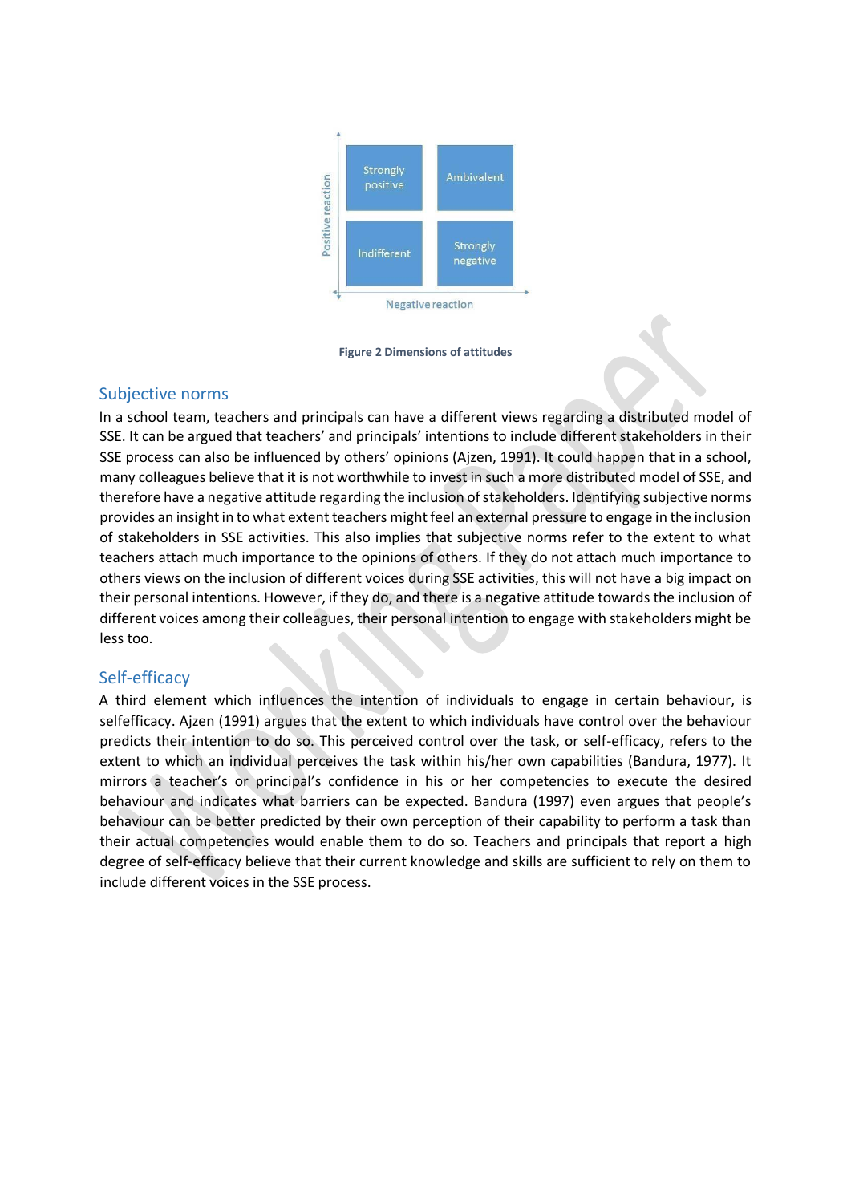Figure 2 Dimensions of attitudes

## Subjective norms

In a school team, teachers and principals can have a different views regarding a distributed model of SSE. It can be argued that teachers' and principals' intentions to include different stakeholders in their SSE process can also be influenced by others' opinions (Ajzen, 1991). It could happen that in a school, many colleagues believe that it is not worthwhile to invest in such a more distributed model of SSE, and therefore have a negative attitude regarding the inclusion of stakeholders. Identifying subjective norms provides an insight in to what extent teachers might feel an external pressure to engage in the inclusion of stakeholders in SSE activities. This also implies that subjective norms refer to the extent to what teachers attach much importance to the opinions of others. If they do not attach much importance to others views on the inclusion of different voices during SSE activities, this will not have a big impact on their personal intentions. However, if they do, and there is a negative attitude towards the inclusion of different voices among their colleagues, their personal intention to engage with stakeholders might be less too.

## Self-efficacy

A third element which influences the intention of individuals to engage in certain behaviour, is selfefficacy. Ajzen (1991) argues that the extent to which individuals have control over the behaviour predicts their intention to do so. This perceived control over the task, or self-efficacy, refers to the extent to which an individual perceives the task within his/her own capabilities (Bandura, 1977). It mirrors a teacher's or principal's confidence in his or her competencies to execute the desired behaviour and indicates what barriers can be expected. Bandura (1997) even argues that people's behaviour can be better predicted by their own perception of their capability to perform a task than their actual competencies would enable them to do so. Teachers and principals that report a high degree of self-efficacy believe that their current knowledge and skills are sufficient to rely on them to include different voices in the SSE process.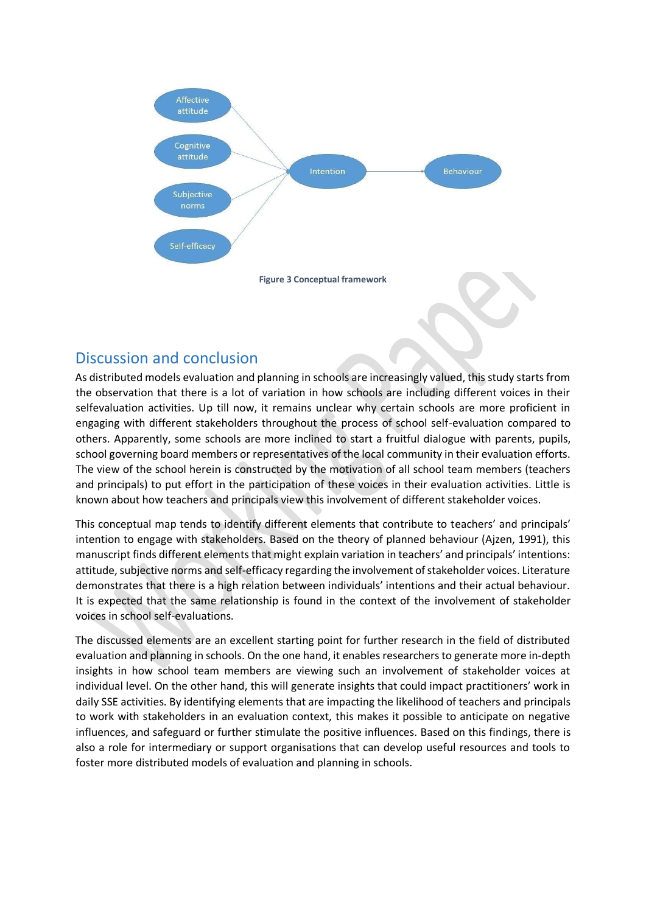Figure 3 Conceptual framework

## Discussion and conclusion

As distributed models evaluation and planning in schools are increasingly valued, this study starts from the observation that there is a lot of variation in how schools are including different voices in their selfevaluation activities. Up till now, it remains unclear why certain schools are more proficient in engaging with different stakeholders throughout the process of school self-evaluation compared to others. Apparently, some schools are more inclined to start a fruitful dialogue with parents, pupils, school governing board members or representatives of the local community in their evaluation efforts. The view of the school herein is constructed by the motivation of all school team members (teachers and principals) to put effort in the participation of these voices in their evaluation activities. Little is known about how teachers and principals view this involvement of different stakeholder voices.

This conceptual map tends to identify different elements that contribute to teachers' and principals' intention to engage with stakeholders. Based on the theory of planned behaviour (Ajzen, 1991), this manuscript finds different elements that might explain variation in teachers' and principals' intentions: attitude, subjective norms and self-efficacy regarding the involvement of stakeholder voices. Literature demonstrates that there is a high relation between individuals' intentions and their actual behaviour. It is expected that the same relationship is found in the context of the involvement of stakeholder voices in school self-evaluations.

The discussed elements are an excellent starting point for further research in the field of distributed evaluation and planning in schools. On the one hand, it enables researchers to generate more in-depth insights in how school team members are viewing such an involvement of stakeholder voices at individual level. On the other hand, this will generate insights that could impact practitioners' work in daily SSE activities. By identifying elements that are impacting the likelihood of teachers and principals to work with stakeholders in an evaluation context, this makes it possible to anticipate on negative influences, and safeguard or further stimulate the positive influences. Based on this findings, there is also a role for intermediary or support organisations that can develop useful resources and tools to foster more distributed models of evaluation and planning in schools.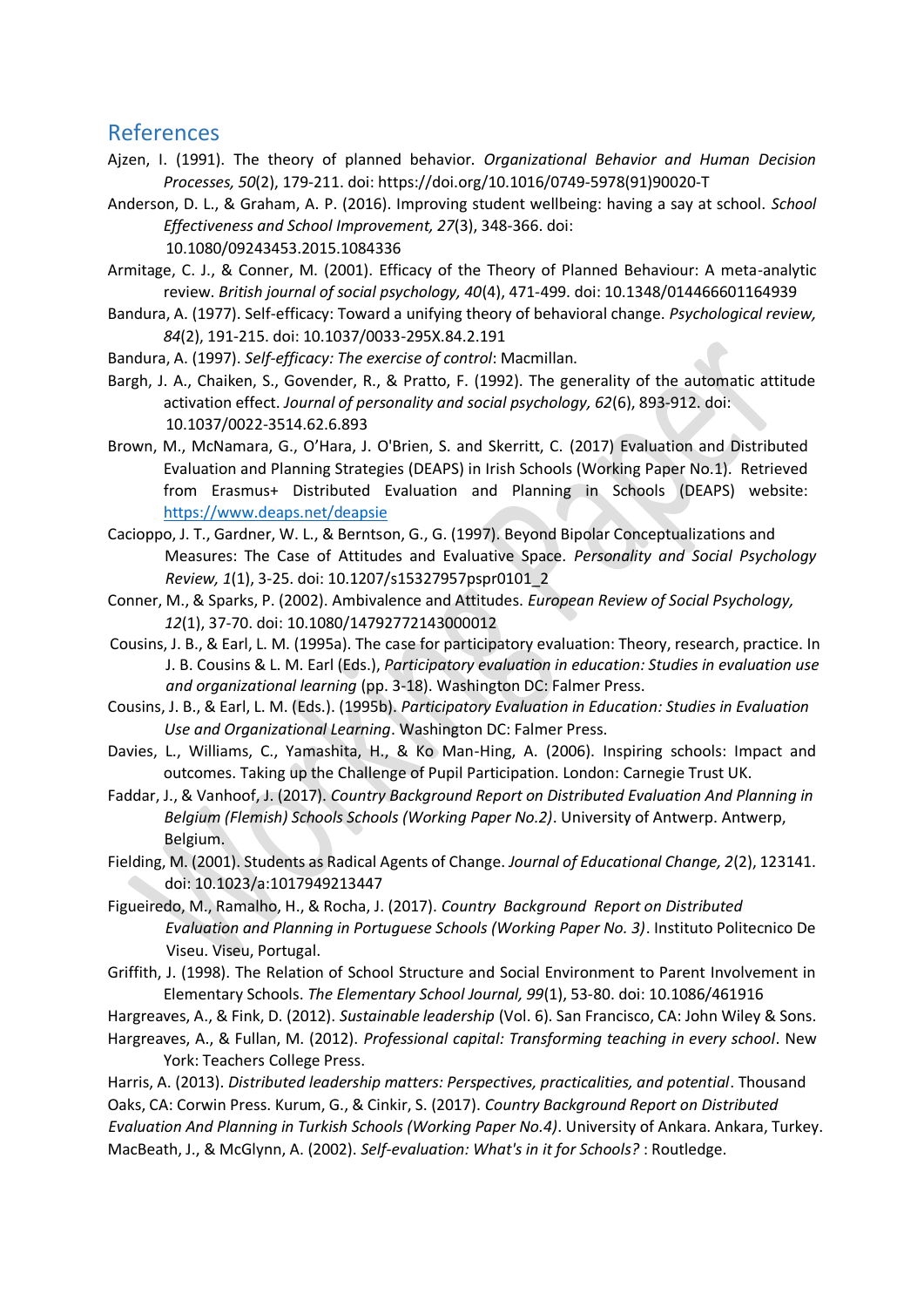## References

Ajzen, I. (1991). The theory of planned behavior. *Organizational Behavior and Human Decision Processes, 50*(2), 179-211. doi: https://doi.org/10.1016/0749-5978(91)90020-T

Anderson, D. L., & Graham, A. P. (2016). Improving student wellbeing: having a say at school. *School Effectiveness and School Improvement, 27*(3), 348-366. doi: 10.1080/09243453.2015.1084336

Armitage, C. J., & Conner, M. (2001). Efficacy of the Theory of Planned Behaviour: A meta-analytic review. *British journal of social psychology, 40*(4), 471-499. doi: 10.1348/014466601164939

Bandura, A. (1977). Self-efficacy: Toward a unifying theory of behavioral change. *Psychological review, 84*(2), 191-215. doi: 10.1037/0033-295X.84.2.191

Bandura, A. (1997). *Self-efficacy: The exercise of control*: Macmillan.

Bargh, J. A., Chaiken, S., Govender, R., & Pratto, F. (1992). The generality of the automatic attitude activation effect. *Journal of personality and social psychology, 62*(6), 893-912. doi: 10.1037/0022-3514.62.6.893

Brown, M., McNamara, G., O'Hara, J. O'Brien, S. and Skerritt, C. (2017) Evaluation and Distributed Evaluation and Planning Strategies (DEAPS) in Irish Schools (Working Paper No.1). Retrieved from Erasmus+ Distributed Evaluation and Planning in Schools (DEAPS) website: [https://www.deaps.net/deapsie](https://www.deaps.net/deapsie)

Cacioppo, J. T., Gardner, W. L., & Berntson, G., G. (1997). Beyond Bipolar Conceptualizations and Measures: The Case of Attitudes and Evaluative Space. *Personality and Social Psychology Review, 1*(1), 3-25. doi: 10.1207/s15327957pspr0101_2

Conner, M., & Sparks, P. (2002). Ambivalence and Attitudes. *European Review of Social Psychology, 12*(1), 37-70. doi: 10.1080/14792772143000012

Cousins, J. B., & Earl, L. M. (1995a). The case for participatory evaluation: Theory, research, practice. In J. B. Cousins & L. M. Earl (Eds.), *Participatory evaluation in education: Studies in evaluation use and organizational learning* (pp. 3-18). Washington DC: Falmer Press.

Cousins, J. B., & Earl, L. M. (Eds.). (1995b). *Participatory Evaluation in Education: Studies in Evaluation Use and Organizational Learning*. Washington DC: Falmer Press.

Davies, L., Williams, C., Yamashita, H., & Ko Man-Hing, A. (2006). Inspiring schools: Impact and outcomes. Taking up the Challenge of Pupil Participation. London: Carnegie Trust UK.

Faddar, J., & Vanhoof, J. (2017). *Country Background Report on Distributed Evaluation And Planning in Belgium (Flemish) Schools Schools (Working Paper No.2)*. University of Antwerp. Antwerp, Belgium.

Fielding, M. (2001). Students as Radical Agents of Change. *Journal of Educational Change, 2*(2), 123141. doi: 10.1023/a:1017949213447

Figueiredo, M., Ramalho, H., & Rocha, J. (2017). *Country Background Report on Distributed Evaluation and Planning in Portuguese Schools (Working Paper No. 3)*. Instituto Politecnico De Viseu. Viseu, Portugal.

Griffith, J. (1998). The Relation of School Structure and Social Environment to Parent Involvement in Elementary Schools. *The Elementary School Journal, 99*(1), 53-80. doi: 10.1086/461916

Hargreaves, A., & Fink, D. (2012). *Sustainable leadership* (Vol. 6). San Francisco, CA: John Wiley & Sons.

Hargreaves, A., & Fullan, M. (2012). *Professional capital: Transforming teaching in every school*. New York: Teachers College Press.

Harris, A. (2013). *Distributed leadership matters: Perspectives, practicalities, and potential*. Thousand Oaks, CA: Corwin Press.

Kurum, G., & Cinkir, S. (2017). *Country Background Report on Distributed Evaluation And Planning in Turkish Schools (Working Paper No.4)*. University of Ankara. Ankara, Turkey.

MacBeath, J., & McGlynn, A. (2002). *Self-evaluation: What's in it for Schools?* : Routledge.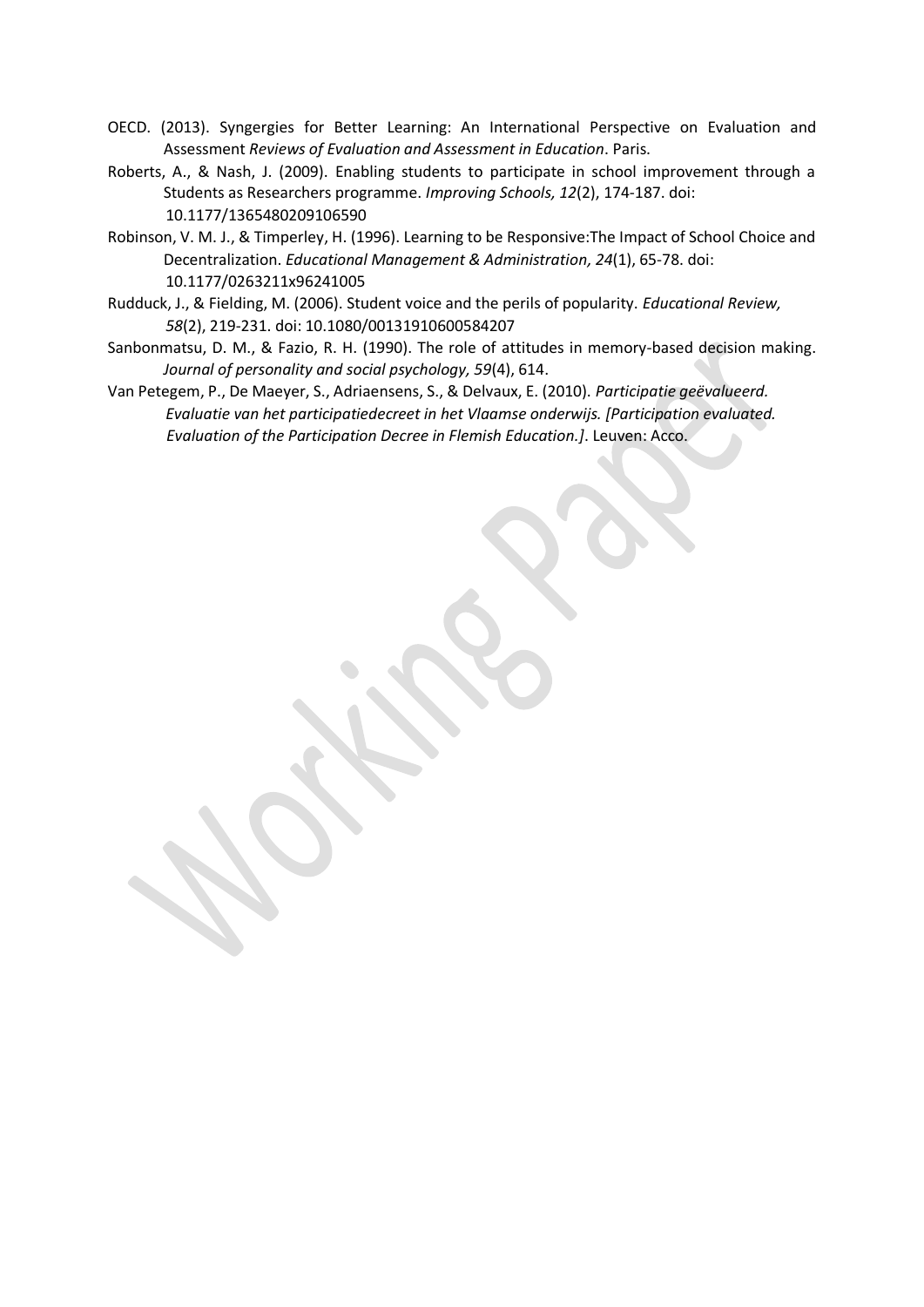OECD. (2013). Syngergies for Better Learning: An International Perspective on Evaluation and Assessment *Reviews of Evaluation and Assessment in Education*. Paris.

Roberts, A., & Nash, J. (2009). Enabling students to participate in school improvement through a Students as Researchers programme. *Improving Schools, 12*(2), 174-187. doi: 10.1177/1365480209106590

Robinson, V. M. J., & Timperley, H. (1996). Learning to be Responsive:The Impact of School Choice and Decentralization. *Educational Management & Administration, 24*(1), 65-78. doi: 10.1177/0263211x96241005

Rudduck, J., & Fielding, M. (2006). Student voice and the perils of popularity. *Educational Review, 58*(2), 219-231. doi: 10.1080/00131910600584207

Sanbonmatsu, D. M., & Fazio, R. H. (1990). The role of attitudes in memory-based decision making. *Journal of personality and social psychology, 59*(4), 614.

Van Petegem, P., De Maeyer, S., Adriaensens, S., & Delvaux, E. (2010). *Participatie geëvalueerd. Evaluatie van het participatiedecreet in het Vlaamse onderwijs. [Participation evaluated. Evaluation of the Participation Decree in Flemish Education.]*. Leuven: Acco.